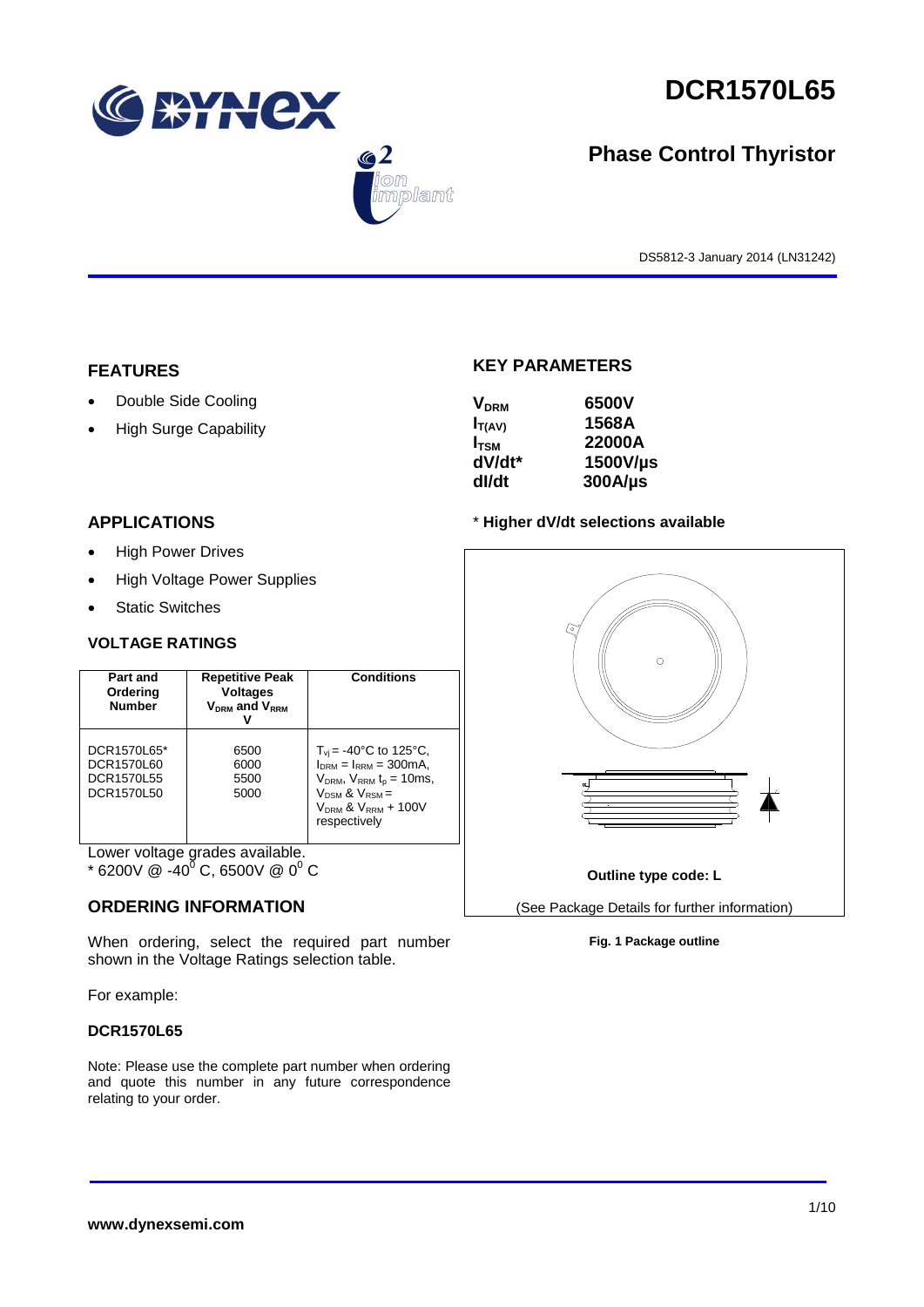# DCR1570L65

## Phase Control Thyristor

DS5812-3 January 2014 (LN31242)

## FEATURES

- Double Side Cooling
- High Surge Capability

## APPLICATIONS

- High Power Drives
- High Voltage Power Supplies
- Static Switches

## KEY PARAMETERS

| | |
|---|---|
| $V_{DRM}$ | 6500V |
| $I_{T(AV)}$ | 1568A |
| $I_{TSM}$ | 22000A |
| dV/dt* | 1500V/µs |
| dI/dt | 300A/µs |

\* **Higher dV/dt selections available**

## VOLTAGE RATINGS

| Part and Ordering Number | Repetitive Peak Voltages $V_{DRM}$ and $V_{RRM}$ V | Conditions |
|---|---|---|
| DCR1570L65*<br>DCR1570L60<br>DCR1570L55<br>DCR1570L50 | 6500<br>6000<br>5500<br>5000 | $T_{vj}$ = -40°C to 125°C, $I_{DRM}$ = $I_{RRM}$ = 300mA, $V_{DRM}$, $V_{RRM}$ $t_p$ = 10ms, $V_{DSM}$ & $V_{RSM}$ = $V_{DRM}$ & $V_{RRM}$ + 100V respectively |

Lower voltage grades available.
\* 6200V @ -40$^0$ C, 6500V @ 0$^0$ C

## ORDERING INFORMATION

When ordering, select the required part number shown in the Voltage Ratings selection table.

For example:

**DCR1570L65**

Note: Please use the complete part number when ordering and quote this number in any future correspondence relating to your order.

**Outline type code: L**

(See Package Details for further information)

**Fig. 1 Package outline**

**www.dynexsemi.com**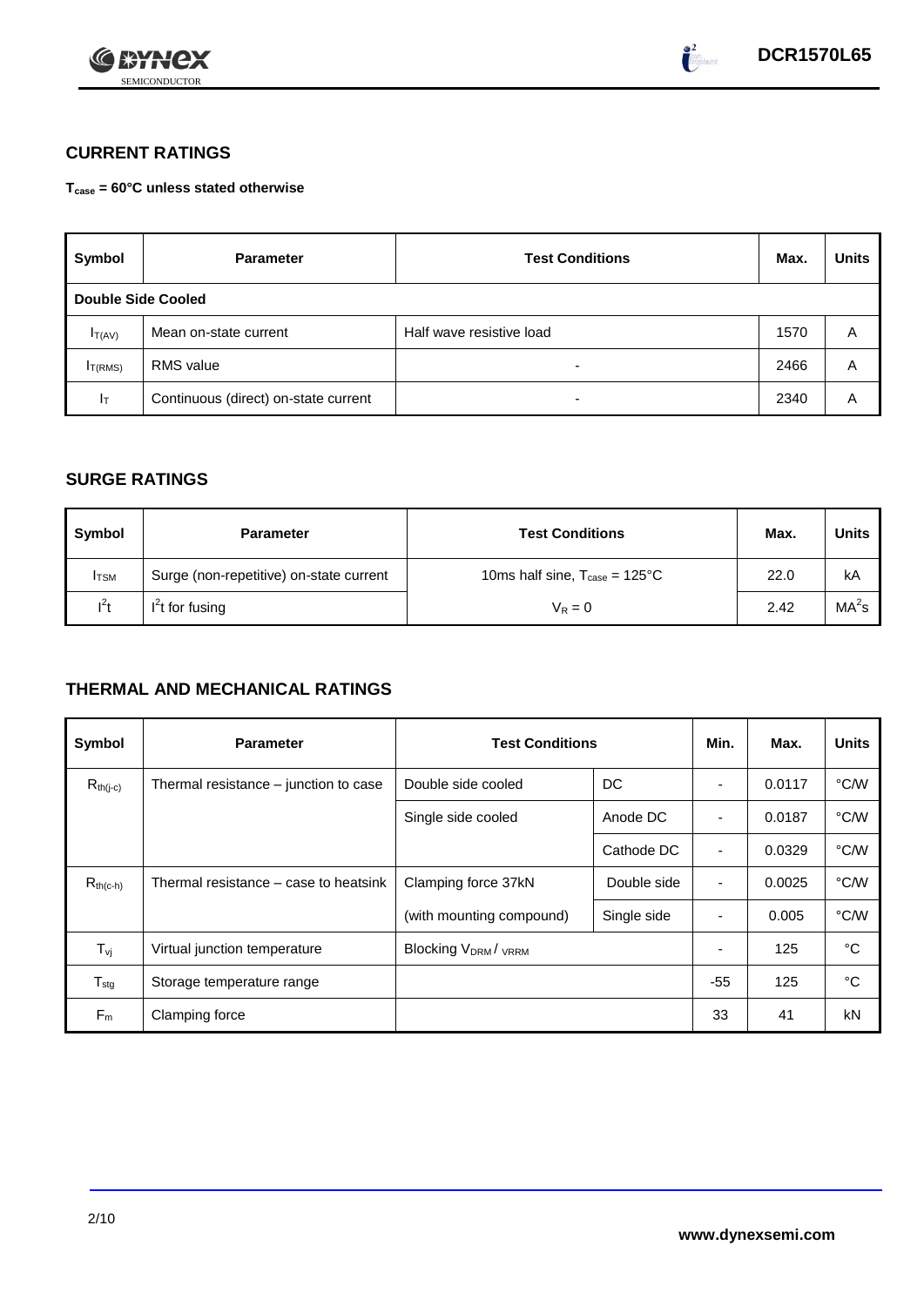## CURRENT RATINGS

**$T_{case}$ = 60°C unless stated otherwise**

| Symbol | Parameter | Test Conditions | Max. | Units |
|---|---|---|---|---|
| **Double Side Cooled** | | | | |
| $I_{T(AV)}$ | Mean on-state current | Half wave resistive load | 1570 | A |
| $I_{T(RMS)}$ | RMS value | - | 2466 | A |
| $I_T$ | Continuous (direct) on-state current | - | 2340 | A |

## SURGE RATINGS

| Symbol | Parameter | Test Conditions | Max. | Units |
|---|---|---|---|---|
| $I_{TSM}$ | Surge (non-repetitive) on-state current | 10ms half sine, $T_{case}$ = 125°C | 22.0 | kA |
| $I^2t$ | $I^2t$ for fusing | $V_R = 0$ | 2.42 | $MA^2s$ |

## THERMAL AND MECHANICAL RATINGS

| Symbol | Parameter | Test Conditions | | Min. | Max. | Units |
|---|---|---|---|---|---|---|
| $R_{th(j-c)}$ | Thermal resistance – junction to case | Double side cooled | DC | - | 0.0117 | °C/W |
| | | Single side cooled | Anode DC | - | 0.0187 | °C/W |
| | | | Cathode DC | - | 0.0329 | °C/W |
| $R_{th(c-h)}$ | Thermal resistance – case to heatsink | Clamping force 37kN | Double side | - | 0.0025 | °C/W |
| | | (with mounting compound) | Single side | - | 0.005 | °C/W |
| $T_{vj}$ | Virtual junction temperature | Blocking $V_{DRM}$ / $V_{RRM}$ | | - | 125 | °C |
| $T_{stg}$ | Storage temperature range | | | -55 | 125 | °C |
| $F_m$ | Clamping force | | | 33 | 41 | kN |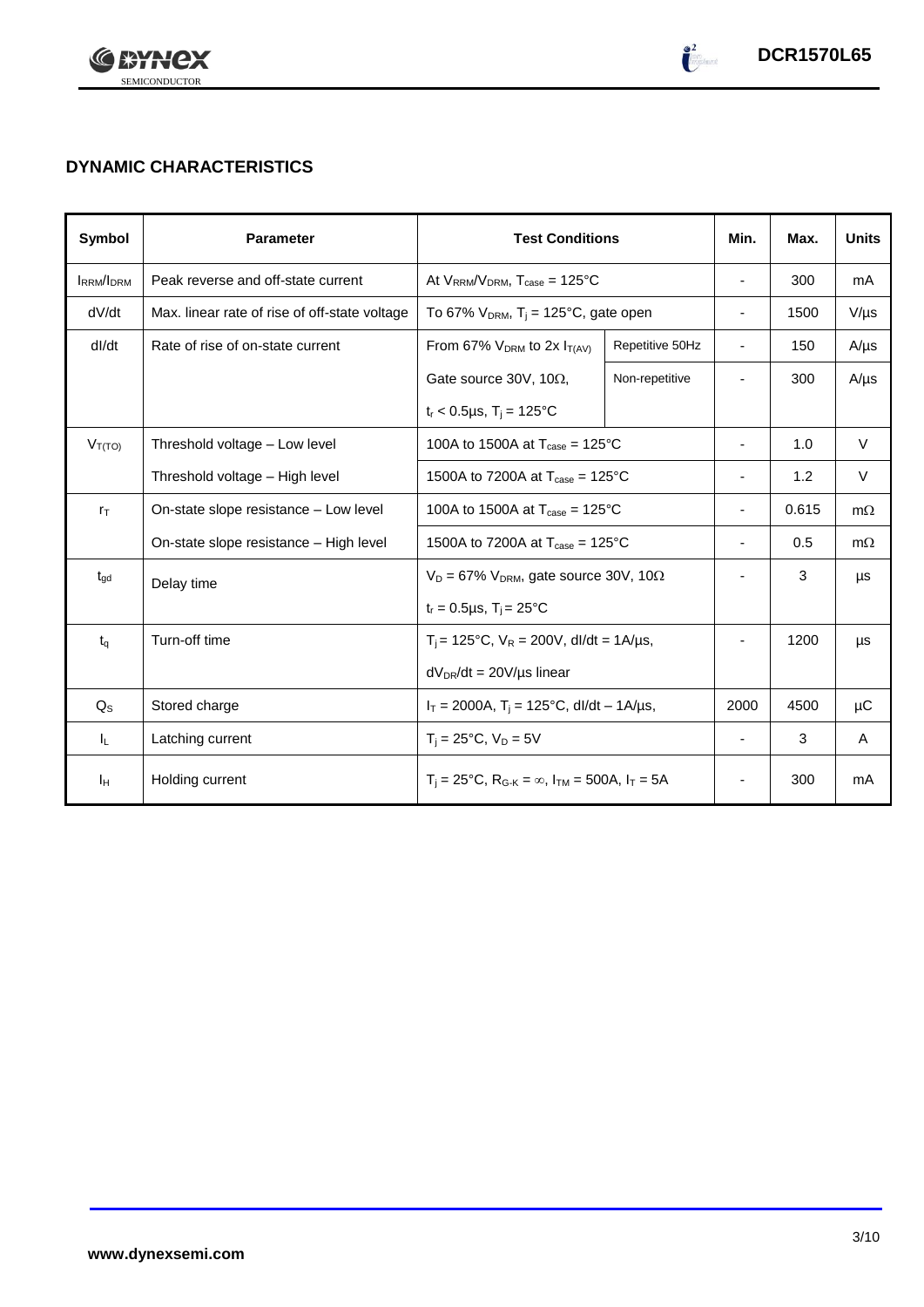## DYNAMIC CHARACTERISTICS

| Symbol | Parameter | Test Conditions | | Min. | Max. | Units |
|---|---|---|---|---|---|---|
| $I_{RRM}/I_{DRM}$ | Peak reverse and off-state current | At $V_{RRM}/V_{DRM}$, $T_{case}$ = 125°C | | - | 300 | mA |
| dV/dt | Max. linear rate of rise of off-state voltage | To 67% $V_{DRM}$, $T_j$ = 125°C, gate open | | - | 1500 | V/µs |
| dI/dt | Rate of rise of on-state current | From 67% $V_{DRM}$ to 2x $I_{T(AV)}$ | Repetitive 50Hz | - | 150 | A/µs |
| | | Gate source 30V, 10Ω, | Non-repetitive | - | 300 | A/µs |
| | | $t_r$ < 0.5µs, $T_j$ = 125°C | | | | |
| $V_{T(TO)}$ | Threshold voltage – Low level | 100A to 1500A at $T_{case}$ = 125°C | | - | 1.0 | V |
| | Threshold voltage – High level | 1500A to 7200A at $T_{case}$ = 125°C | | - | 1.2 | V |
| $r_T$ | On-state slope resistance – Low level | 100A to 1500A at $T_{case}$ = 125°C | | - | 0.615 | mΩ |
| | On-state slope resistance – High level | 1500A to 7200A at $T_{case}$ = 125°C | | - | 0.5 | mΩ |
| $t_{gd}$ | Delay time | $V_D$ = 67% $V_{DRM}$, gate source 30V, 10Ω | | - | 3 | µs |
| | | $t_r$ = 0.5µs, $T_j$ = 25°C | | | | |
| $t_q$ | Turn-off time | $T_j$ = 125°C, $V_R$ = 200V, dI/dt = 1A/µs, | | - | 1200 | µs |
| | | $dV_{DR}$/dt = 20V/µs linear | | | | |
| $Q_S$ | Stored charge | $I_T$ = 2000A, $T_j$ = 125°C, dI/dt – 1A/µs, | | 2000 | 4500 | µC |
| $I_L$ | Latching current | $T_j$ = 25°C, $V_D$ = 5V | | - | 3 | A |
| $I_H$ | Holding current | $T_j$ = 25°C, $R_{G-K}$ = ∞, $I_{TM}$ = 500A, $I_T$ = 5A | | - | 300 | mA |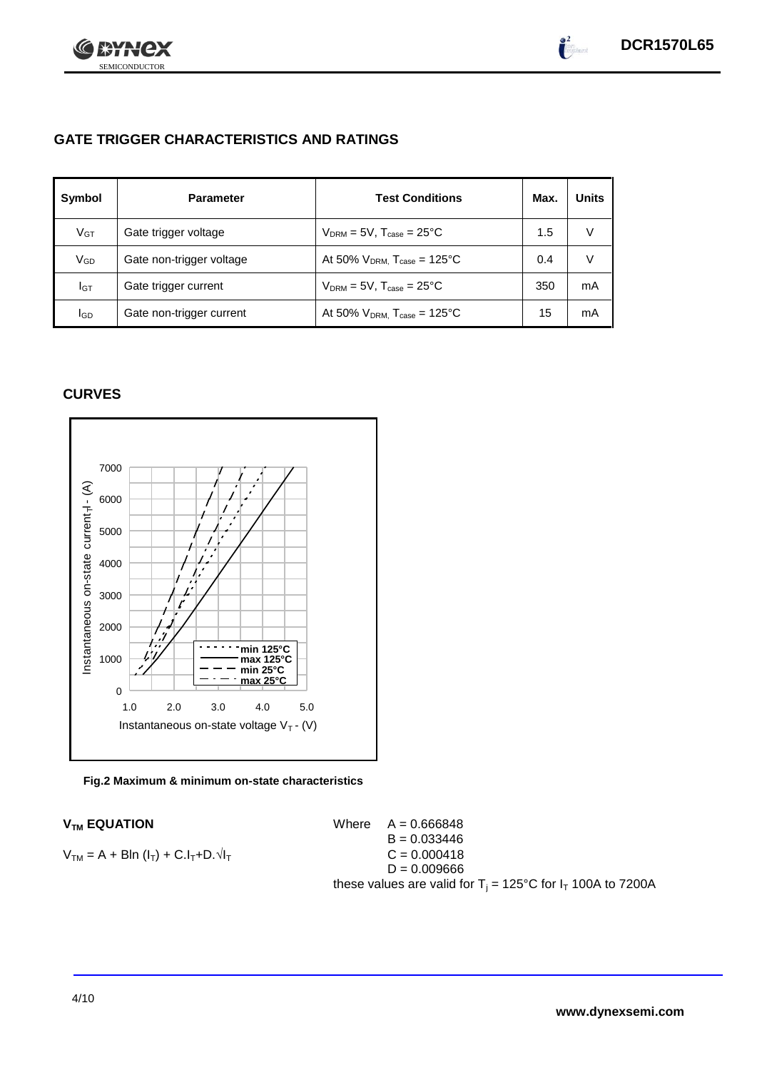## GATE TRIGGER CHARACTERISTICS AND RATINGS

| Symbol | Parameter | Test Conditions | Max. | Units |
|---|---|---|---|---|
| $V_{GT}$ | Gate trigger voltage | $V_{DRM}$ = 5V, $T_{case}$ = 25°C | 1.5 | V |
| $V_{GD}$ | Gate non-trigger voltage | At 50% $V_{DRM}$, $T_{case}$ = 125°C | 0.4 | V |
| $I_{GT}$ | Gate trigger current | $V_{DRM}$ = 5V, $T_{case}$ = 25°C | 350 | mA |
| $I_{GD}$ | Gate non-trigger current | At 50% $V_{DRM}$, $T_{case}$ = 125°C | 15 | mA |

## CURVES

**Fig.2 Maximum & minimum on-state characteristics**

### $V_{TM}$ EQUATION

$$V_{TM} = A + B\ln(I_T) + C.I_T + D.\sqrt{I_T}$$

Where
A = 0.666848
B = 0.033446
C = 0.000418
D = 0.009666

these values are valid for $T_j$ = 125°C for $I_T$ 100A to 7200A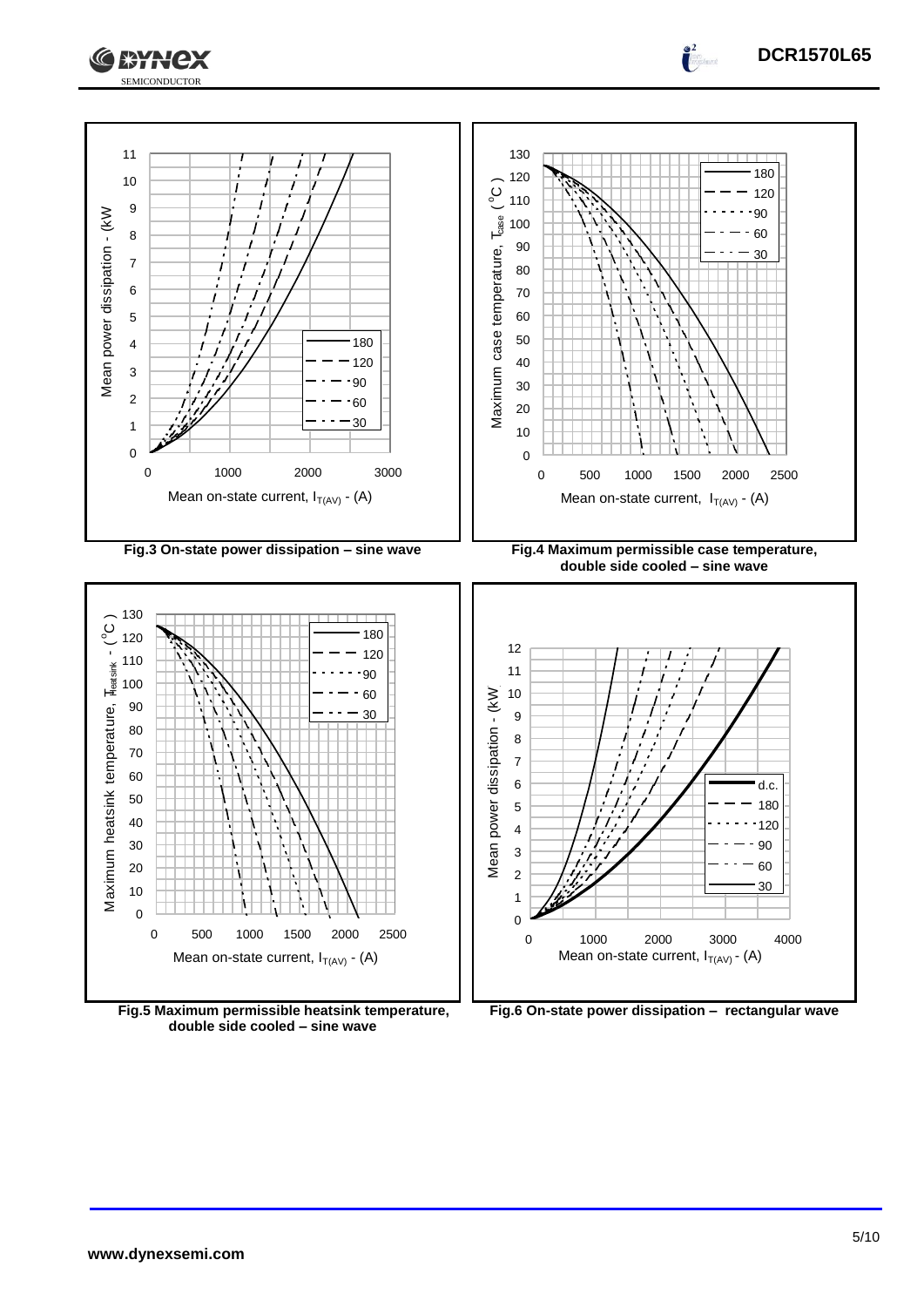Fig.3 On-state power dissipation – sine wave

Fig.4 Maximum permissible case temperature, double side cooled – sine wave

Fig.5 Maximum permissible heatsink temperature, double side cooled – sine wave

Fig.6 On-state power dissipation – rectangular wave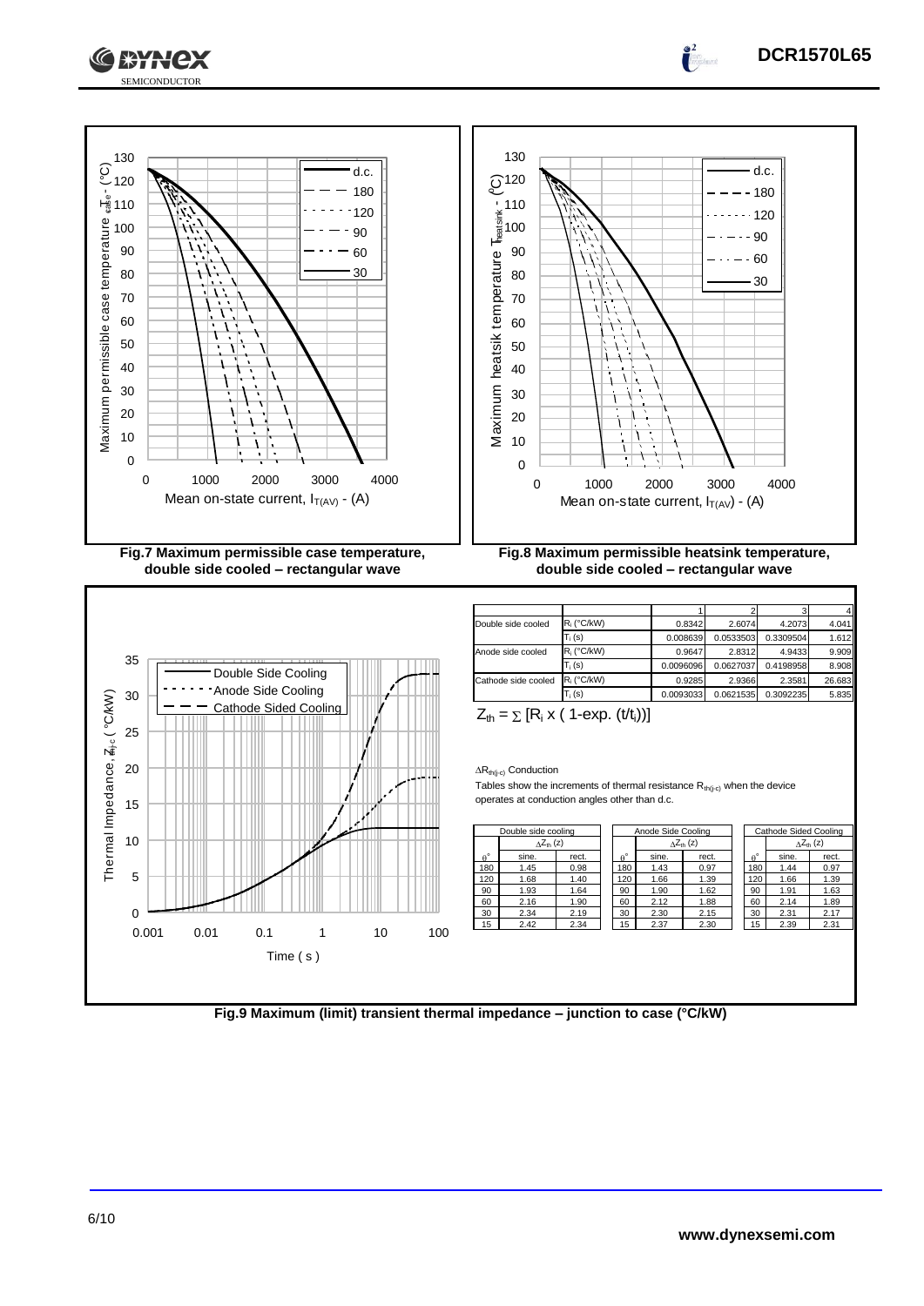Fig.7 Maximum permissible case temperature, double side cooled – rectangular wave

Fig.8 Maximum permissible heatsink temperature, double side cooled – rectangular wave

Fig.9 Maximum (limit) transient thermal impedance – junction to case (°C/kW)

| | | 1 | 2 | 3 | 4 |
|---|---|---|---|---|---|
| Double side cooled | $R_i$ (°C/kW) | 0.8342 | 2.6074 | 4.2073 | 4.041 |
| | $T_i$ (s) | 0.008639 | 0.0533503 | 0.3309504 | 1.612 |
| Anode side cooled | $R_i$ (°C/kW) | 0.9647 | 2.8312 | 4.9433 | 9.909 |
| | $T_i$ (s) | 0.0096096 | 0.0627037 | 0.4198958 | 8.908 |
| Cathode side cooled | $R_i$ (°C/kW) | 0.9285 | 2.9366 | 2.3581 | 26.683 |
| | $T_i$ (s) | 0.0093033 | 0.0621535 | 0.3092235 | 5.835 |

$Z_{th} = \sum [R_i \times (1\text{-exp}.(t/t_i))]$

$\Delta R_{th(j\text{-}c)}$ Conduction

Tables show the increments of thermal resistance $R_{th(j\text{-}c)}$ when the device operates at conduction angles other than d.c.

| Double side cooling | | |
|---|---|---|
| | $\Delta Z_{th}$ (z) | |
| $\theta°$ | sine. | rect. |
| 180 | 1.45 | 0.98 |
| 120 | 1.68 | 1.40 |
| 90 | 1.93 | 1.64 |
| 60 | 2.16 | 1.90 |
| 30 | 2.34 | 2.19 |
| 15 | 2.42 | 2.34 |

| Anode Side Cooling | | |
|---|---|---|
| | $\Delta Z_{th}$ (z) | |
| $\theta°$ | sine. | rect. |
| 180 | 1.43 | 0.97 |
| 120 | 1.66 | 1.39 |
| 90 | 1.90 | 1.62 |
| 60 | 2.12 | 1.88 |
| 30 | 2.30 | 2.15 |
| 15 | 2.37 | 2.30 |

| Cathode Sided Cooling | | |
|---|---|---|
| | $\Delta Z_{th}$ (z) | |
| $\theta°$ | sine. | rect. |
| 180 | 1.44 | 0.97 |
| 120 | 1.66 | 1.39 |
| 90 | 1.91 | 1.63 |
| 60 | 2.14 | 1.89 |
| 30 | 2.31 | 2.17 |
| 15 | 2.39 | 2.31 |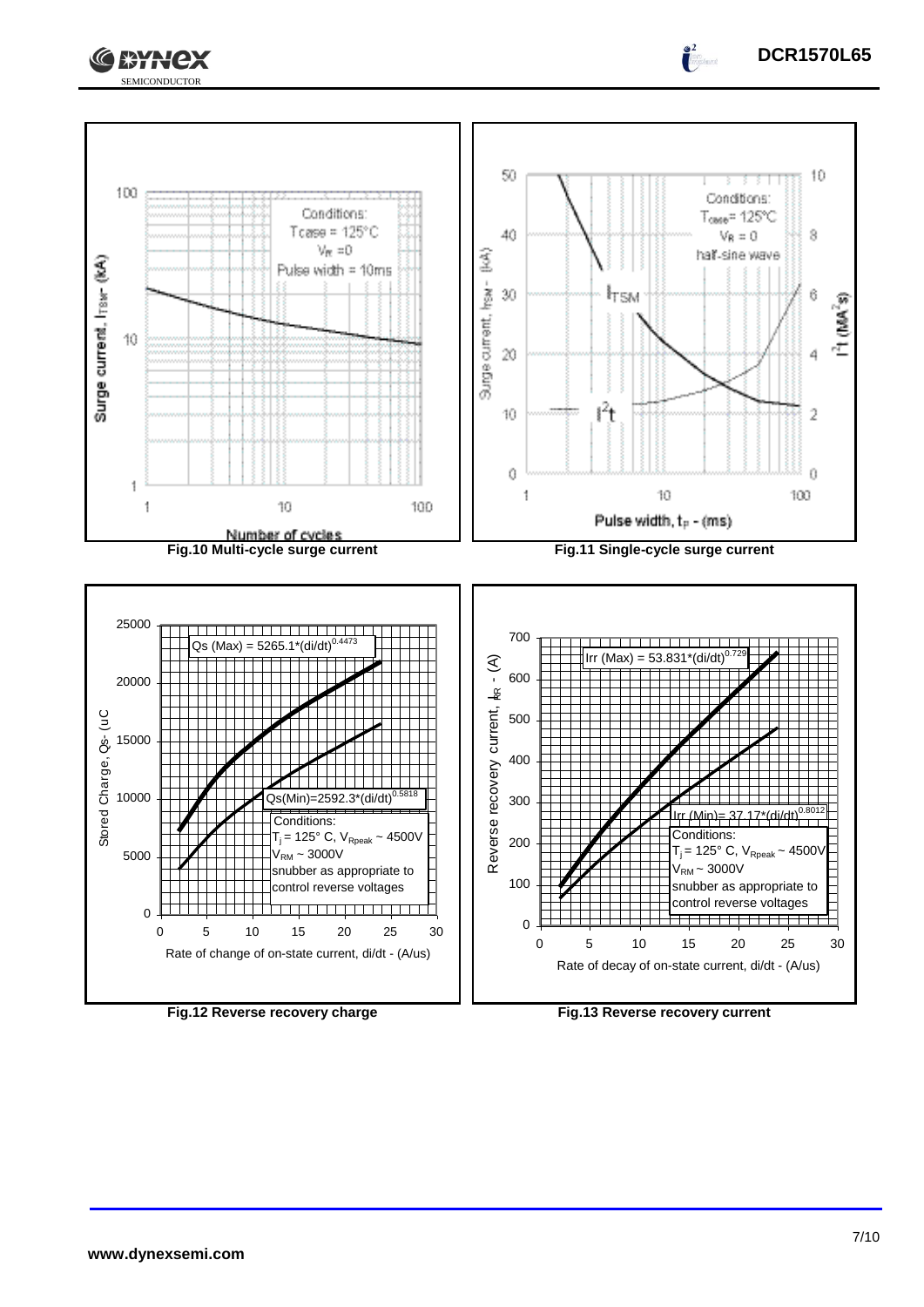Conditions:
$T_{case}$ = 125°C
$V_R$ = 0
Pulse width = 10ms

Surge current, $I_{TSM}$ - (kA)

Number of cycles

**Fig.10 Multi-cycle surge current**

Conditions:
$T_{case}$ = 125°C
$V_R$ = 0
half-sine wave

$I_{TSM}$

$I^2t$

Surge current, $I_{TSM}$ - (kA)

$I^2t$ (MA²s)

Pulse width, $t_p$ - (ms)

**Fig.11 Single-cycle surge current**

Qs (Max) = $5265.1*(di/dt)^{0.4473}$

Qs(Min)=$2592.3*(di/dt)^{0.5818}$

Conditions:
$T_j$ = 125° C, $V_{Rpeak}$ ~ 4500V
$V_{RM}$ ~ 3000V
snubber as appropriate to control reverse voltages

Stored Charge, Qs- (uC

Rate of change of on-state current, di/dt - (A/us)

**Fig.12 Reverse recovery charge**

Irr (Max) = $53.831*(di/dt)^{0.729}$

Irr (Min)= $37.17*(di/dt)^{0.8012}$

Conditions:
$T_j$ = 125° C, $V_{Rpeak}$ ~ 4500V
$V_{RM}$ ~ 3000V
snubber as appropriate to control reverse voltages

Reverse recovery current, $I_{RR}$ - (A)

Rate of decay of on-state current, di/dt - (A/us)

**Fig.13 Reverse recovery current**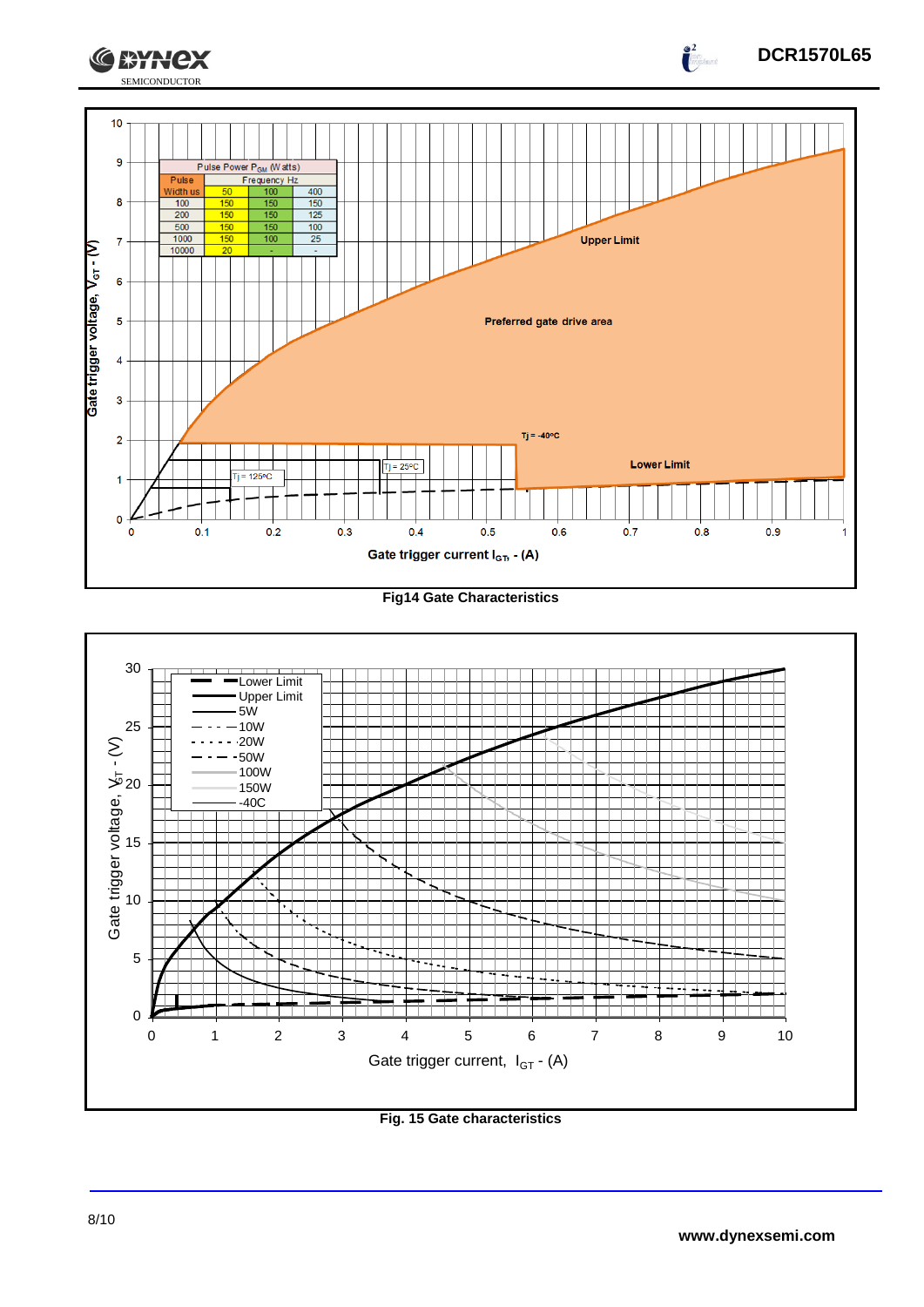| Pulse Width us | Frequency Hz 50 | 100 | 400 |
|---|---|---|---|
| 100 | 150 | 150 | 150 |
| 200 | 150 | 150 | 125 |
| 500 | 150 | 150 | 100 |
| 1000 | 150 | 100 | 25 |
| 10000 | 20 | - | - |

Pulse Power $P_{GM}$ (Watts)

Fig14 Gate Characteristics

Fig. 15 Gate characteristics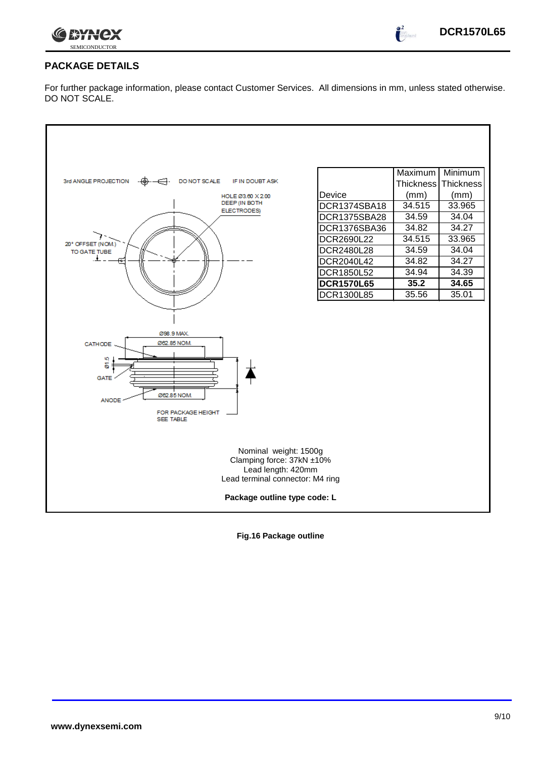## PACKAGE DETAILS

For further package information, please contact Customer Services. All dimensions in mm, unless stated otherwise. DO NOT SCALE.

3rd ANGLE PROJECTION DO NOT SCALE IF IN DOUBT ASK

HOLE Ø3.60 X 2.00 DEEP (IN BOTH ELECTRODES)

20° OFFSET (NOM.) TO GATE TUBE

Ø98.9 MAX.

Ø62.85 NOM.

CATHODE

Ø1.5

GATE

ANODE

Ø62.85 NOM.

FOR PACKAGE HEIGHT SEE TABLE

| Device | Maximum Thickness (mm) | Minimum Thickness (mm) |
|---|---|---|
| DCR1374SBA18 | 34.515 | 33.965 |
| DCR1375SBA28 | 34.59 | 34.04 |
| DCR1376SBA36 | 34.82 | 34.27 |
| DCR2690L22 | 34.515 | 33.965 |
| DCR2480L28 | 34.59 | 34.04 |
| DCR2040L42 | 34.82 | 34.27 |
| DCR1850L52 | 34.94 | 34.39 |
| **DCR1570L65** | **35.2** | **34.65** |
| DCR1300L85 | 35.56 | 35.01 |

Nominal weight: 1500g
Clamping force: 37kN ±10%
Lead length: 420mm
Lead terminal connector: M4 ring

**Package outline type code: L**

**Fig.16 Package outline**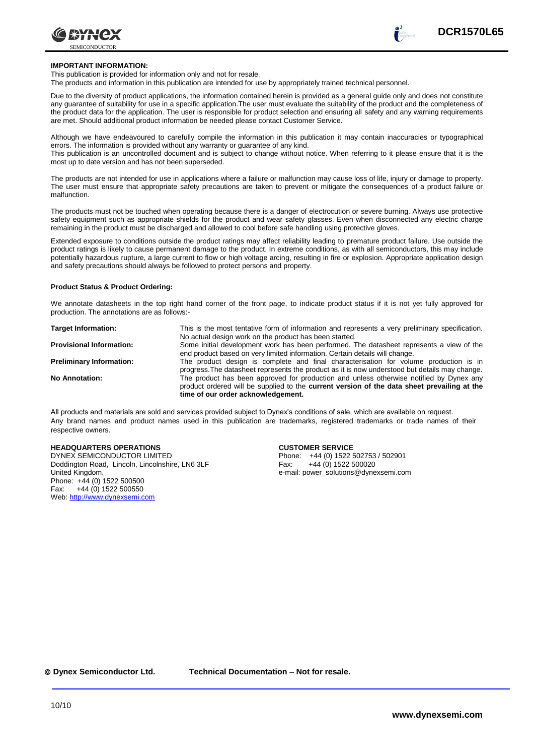**IMPORTANT INFORMATION:**

This publication is provided for information only and not for resale.

The products and information in this publication are intended for use by appropriately trained technical personnel.

Due to the diversity of product applications, the information contained herein is provided as a general guide only and does not constitute any guarantee of suitability for use in a specific application.The user must evaluate the suitability of the product and the completeness of the product data for the application. The user is responsible for product selection and ensuring all safety and any warning requirements are met. Should additional product information be needed please contact Customer Service.

Although we have endeavoured to carefully compile the information in this publication it may contain inaccuracies or typographical errors. The information is provided without any warranty or guarantee of any kind.

This publication is an uncontrolled document and is subject to change without notice. When referring to it please ensure that it is the most up to date version and has not been superseded.

The products are not intended for use in applications where a failure or malfunction may cause loss of life, injury or damage to property. The user must ensure that appropriate safety precautions are taken to prevent or mitigate the consequences of a product failure or malfunction.

The products must not be touched when operating because there is a danger of electrocution or severe burning. Always use protective safety equipment such as appropriate shields for the product and wear safety glasses. Even when disconnected any electric charge remaining in the product must be discharged and allowed to cool before safe handling using protective gloves.

Extended exposure to conditions outside the product ratings may affect reliability leading to premature product failure. Use outside the product ratings is likely to cause permanent damage to the product. In extreme conditions, as with all semiconductors, this may include potentially hazardous rupture, a large current to flow or high voltage arcing, resulting in fire or explosion. Appropriate application design and safety precautions should always be followed to protect persons and property.

**Product Status & Product Ordering:**

We annotate datasheets in the top right hand corner of the front page, to indicate product status if it is not yet fully approved for production. The annotations are as follows:-

| | |
|---|---|
| **Target Information:** | This is the most tentative form of information and represents a very preliminary specification. No actual design work on the product has been started. |
| **Provisional Information:** | Some initial development work has been performed. The datasheet represents a view of the end product based on very limited information. Certain details will change. |
| **Preliminary Information:** | The product design is complete and final characterisation for volume production is in progress.The datasheet represents the product as it is now understood but details may change. |
| **No Annotation:** | The product has been approved for production and unless otherwise notified by Dynex any product ordered will be supplied to the **current version of the data sheet prevailing at the time of our order acknowledgement.** |

All products and materials are sold and services provided subject to Dynex's conditions of sale, which are available on request.

Any brand names and product names used in this publication are trademarks, registered trademarks or trade names of their respective owners.

**HEADQUARTERS OPERATIONS**
DYNEX SEMICONDUCTOR LIMITED
Doddington Road, Lincoln, Lincolnshire, LN6 3LF
United Kingdom.
Phone: +44 (0) 1522 500500
Fax: +44 (0) 1522 500550
Web: http://www.dynexsemi.com

**CUSTOMER SERVICE**
Phone: +44 (0) 1522 502753 / 502901
Fax: +44 (0) 1522 500020
e-mail: power_solutions@dynexsemi.com

**© Dynex Semiconductor Ltd. Technical Documentation – Not for resale.**